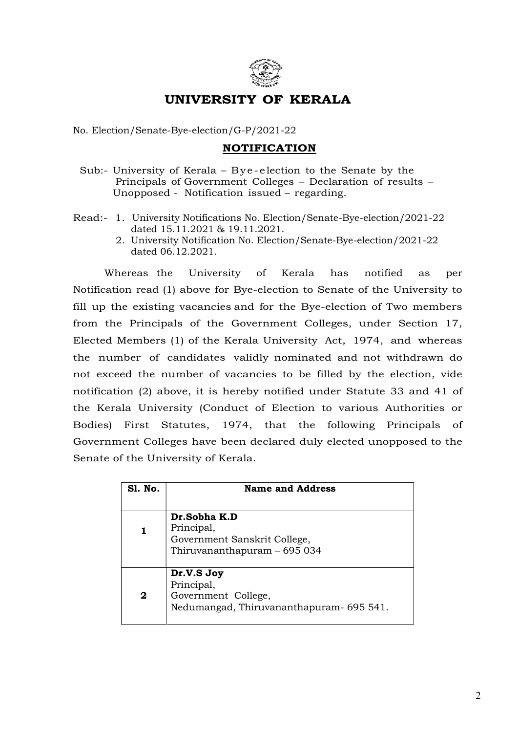# UNIVERSITY OF KERALA

No. Election/Senate-Bye-election/G-P/2021-22

## NOTIFICATION

Sub:- University of Kerala – Bye-election to the Senate by the Principals of Government Colleges – Declaration of results – Unopposed - Notification issued – regarding.

Read:- 1. University Notifications No. Election/Senate-Bye-election/2021-22 dated 15.11.2021 & 19.11.2021.
2. University Notification No. Election/Senate-Bye-election/2021-22 dated 06.12.2021.

Whereas the University of Kerala has notified as per Notification read (1) above for Bye-election to Senate of the University to fill up the existing vacancies and for the Bye-election of Two members from the Principals of the Government Colleges, under Section 17, Elected Members (1) of the Kerala University Act, 1974, and whereas the number of candidates validly nominated and not withdrawn do not exceed the number of vacancies to be filled by the election, vide notification (2) above, it is hereby notified under Statute 33 and 41 of the Kerala University (Conduct of Election to various Authorities or Bodies) First Statutes, 1974, that the following Principals of Government Colleges have been declared duly elected unopposed to the Senate of the University of Kerala.

| Sl. No. | Name and Address |
|---|---|
| **1** | **Dr.Sobha K.D**<br>Principal,<br>Government Sanskrit College,<br>Thiruvananthapuram – 695 034 |
| **2** | **Dr.V.S Joy**<br>Principal,<br>Government College,<br>Nedumangad, Thiruvananthapuram- 695 541. |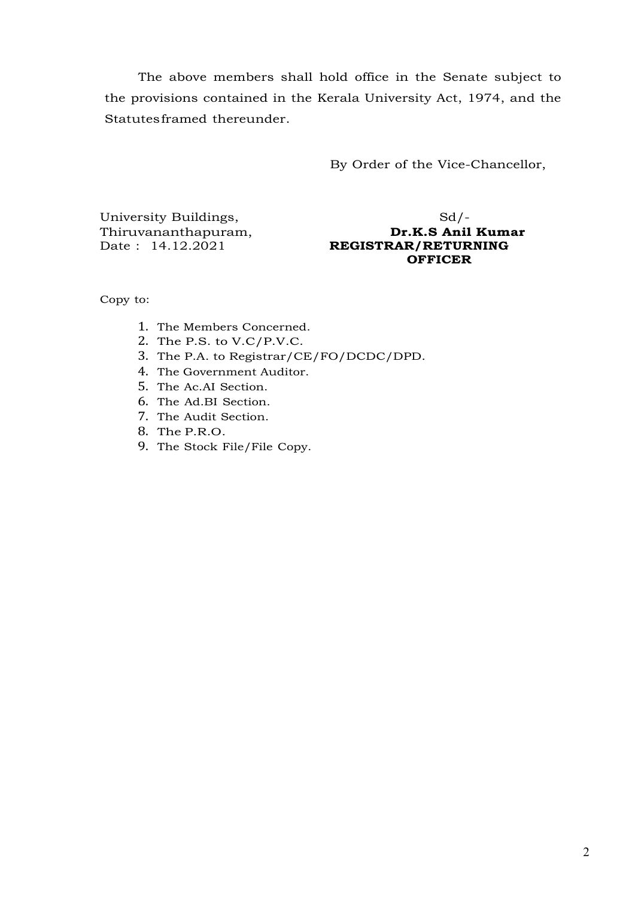The above members shall hold office in the Senate subject to the provisions contained in the Kerala University Act, 1974, and the Statutes framed thereunder.

By Order of the Vice-Chancellor,

University Buildings,
Thiruvananthapuram,
Date : 14.12.2021

Sd/-
**Dr.K.S Anil Kumar**
**REGISTRAR/RETURNING OFFICER**

Copy to:

1. The Members Concerned.
2. The P.S. to V.C/P.V.C.
3. The P.A. to Registrar/CE/FO/DCDC/DPD.
4. The Government Auditor.
5. The Ac.AI Section.
6. The Ad.BI Section.
7. The Audit Section.
8. The P.R.O.
9. The Stock File/File Copy.